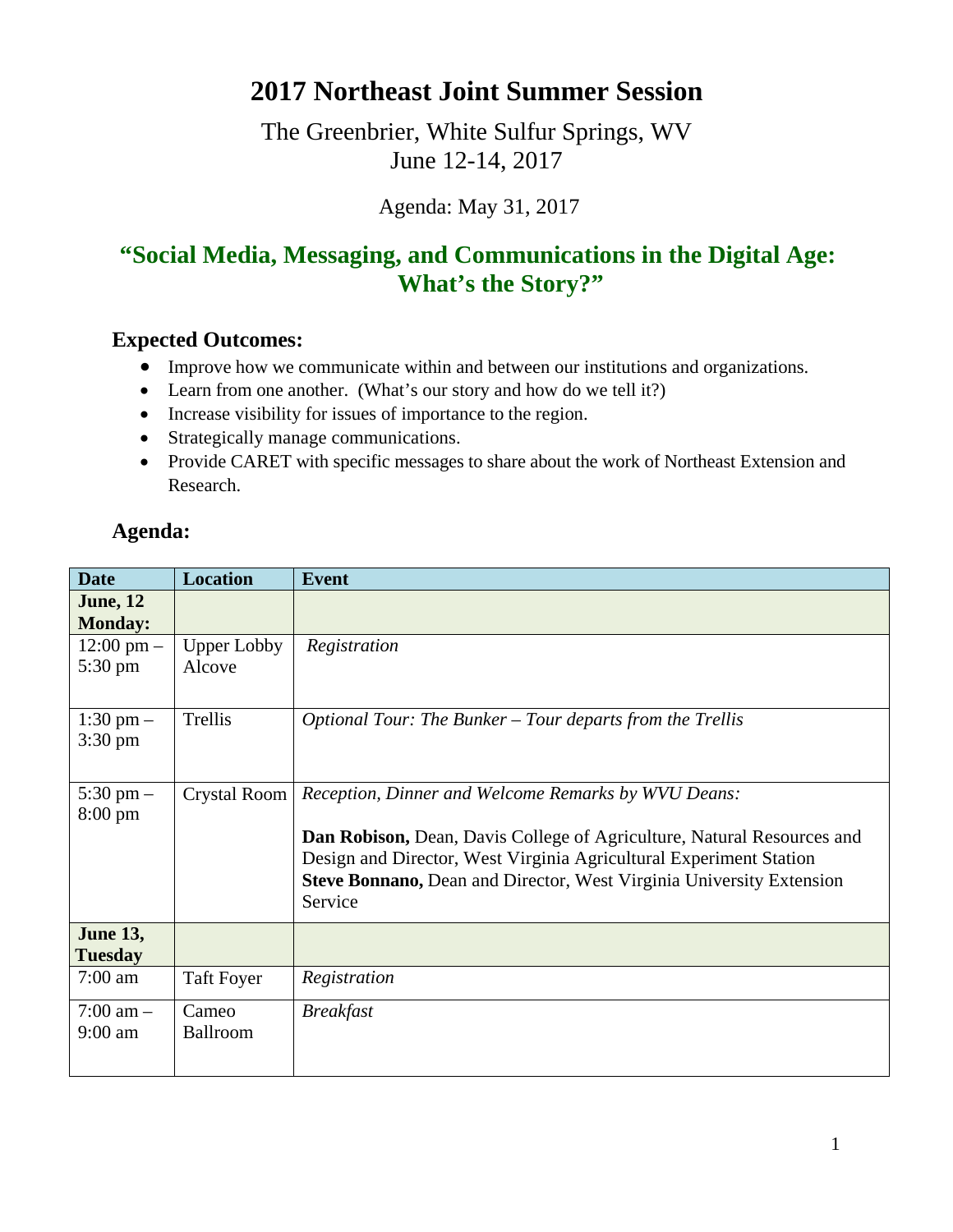# 2017 Northeast Joint Summer Session

The Greenbrier, White Sulfur Springs, WV
June 12-14, 2017

Agenda: May 31, 2017

## "Social Media, Messaging, and Communications in the Digital Age: What's the Story?"

### Expected Outcomes:

- Improve how we communicate within and between our institutions and organizations.
- Learn from one another. (What's our story and how do we tell it?)
- Increase visibility for issues of importance to the region.
- Strategically manage communications.
- Provide CARET with specific messages to share about the work of Northeast Extension and Research.

### Agenda:

| Date | Location | Event |
|---|---|---|
| **June, 12 Monday:** | | |
| 12:00 pm – 5:30 pm | Upper Lobby Alcove | *Registration* |
| 1:30 pm – 3:30 pm | Trellis | *Optional Tour: The Bunker – Tour departs from the Trellis* |
| 5:30 pm – 8:00 pm | Crystal Room | *Reception, Dinner and Welcome Remarks by WVU Deans:*<br><br>**Dan Robison,** Dean, Davis College of Agriculture, Natural Resources and Design and Director, West Virginia Agricultural Experiment Station<br>**Steve Bonnano,** Dean and Director, West Virginia University Extension Service |
| **June 13, Tuesday** | | |
| 7:00 am | Taft Foyer | *Registration* |
| 7:00 am – 9:00 am | Cameo Ballroom | *Breakfast* |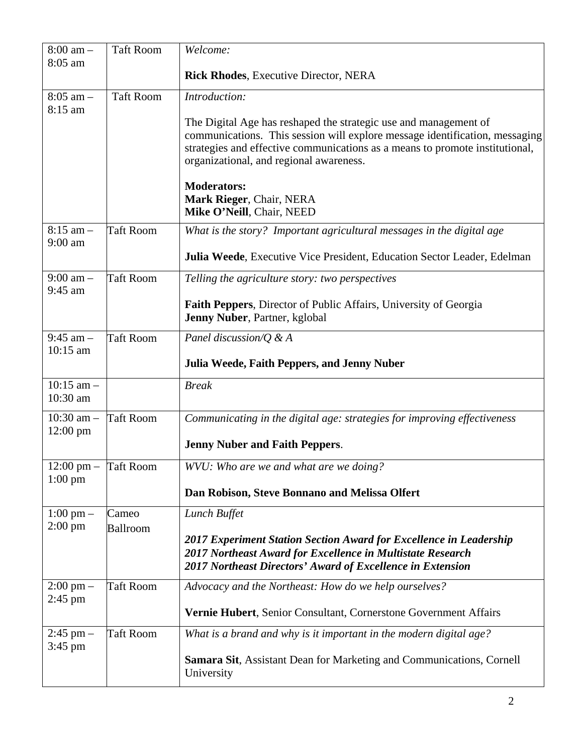| | | |
|---|---|---|
| 8:00 am – 8:05 am | Taft Room | *Welcome:*<br><br>**Rick Rhodes**, Executive Director, NERA |
| 8:05 am – 8:15 am | Taft Room | *Introduction:*<br><br>The Digital Age has reshaped the strategic use and management of communications. This session will explore message identification, messaging strategies and effective communications as a means to promote institutional, organizational, and regional awareness.<br><br>**Moderators:**<br>**Mark Rieger**, Chair, NERA<br>**Mike O'Neill**, Chair, NEED |
| 8:15 am – 9:00 am | Taft Room | *What is the story? Important agricultural messages in the digital age*<br><br>**Julia Weede**, Executive Vice President, Education Sector Leader, Edelman |
| 9:00 am – 9:45 am | Taft Room | *Telling the agriculture story: two perspectives*<br><br>**Faith Peppers**, Director of Public Affairs, University of Georgia<br>**Jenny Nuber**, Partner, kglobal |
| 9:45 am – 10:15 am | Taft Room | *Panel discussion/Q & A*<br><br>**Julia Weede, Faith Peppers, and Jenny Nuber** |
| 10:15 am – 10:30 am | | *Break* |
| 10:30 am – 12:00 pm | Taft Room | *Communicating in the digital age: strategies for improving effectiveness*<br><br>**Jenny Nuber and Faith Peppers**. |
| 12:00 pm – 1:00 pm | Taft Room | *WVU: Who are we and what are we doing?*<br><br>**Dan Robison, Steve Bonnano and Melissa Olfert** |
| 1:00 pm – 2:00 pm | Cameo Ballroom | *Lunch Buffet*<br><br>***2017 Experiment Station Section Award for Excellence in Leadership***<br>***2017 Northeast Award for Excellence in Multistate Research***<br>***2017 Northeast Directors' Award of Excellence in Extension*** |
| 2:00 pm – 2:45 pm | Taft Room | *Advocacy and the Northeast: How do we help ourselves?*<br><br>**Vernie Hubert**, Senior Consultant, Cornerstone Government Affairs |
| 2:45 pm – 3:45 pm | Taft Room | *What is a brand and why is it important in the modern digital age?*<br><br>**Samara Sit**, Assistant Dean for Marketing and Communications, Cornell University |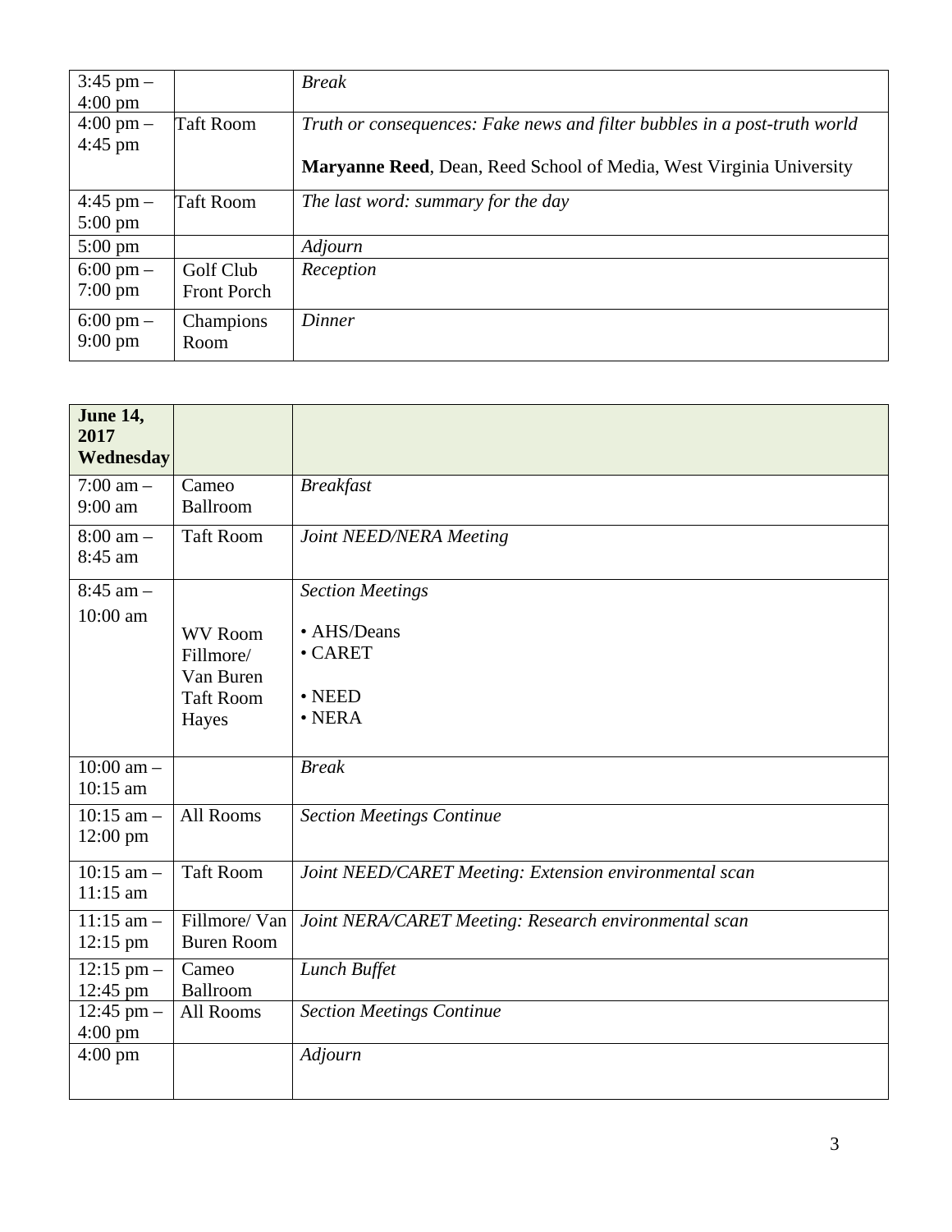| | | |
|---|---|---|
| 3:45 pm – 4:00 pm | | *Break* |
| 4:00 pm – 4:45 pm | Taft Room | *Truth or consequences: Fake news and filter bubbles in a post-truth world*<br><br>**Maryanne Reed**, Dean, Reed School of Media, West Virginia University |
| 4:45 pm – 5:00 pm | Taft Room | *The last word: summary for the day* |
| 5:00 pm | | *Adjourn* |
| 6:00 pm – 7:00 pm | Golf Club Front Porch | *Reception* |
| 6:00 pm – 9:00 pm | Champions Room | *Dinner* |

| **June 14, 2017 Wednesday** | | |
|---|---|---|
| 7:00 am – 9:00 am | Cameo Ballroom | *Breakfast* |
| 8:00 am – 8:45 am | Taft Room | *Joint NEED/NERA Meeting* |
| 8:45 am – 10:00 am | WV Room<br>Fillmore/ Van Buren<br>Taft Room<br>Hayes | *Section Meetings*<br><br>• AHS/Deans<br>• CARET<br><br>• NEED<br>• NERA |
| 10:00 am – 10:15 am | | *Break* |
| 10:15 am – 12:00 pm | All Rooms | *Section Meetings Continue* |
| 10:15 am – 11:15 am | Taft Room | *Joint NEED/CARET Meeting: Extension environmental scan* |
| 11:15 am – 12:15 pm | Fillmore/ Van Buren Room | *Joint NERA/CARET Meeting: Research environmental scan* |
| 12:15 pm – 12:45 pm | Cameo Ballroom | *Lunch Buffet* |
| 12:45 pm – 4:00 pm | All Rooms | *Section Meetings Continue* |
| 4:00 pm | | *Adjourn* |